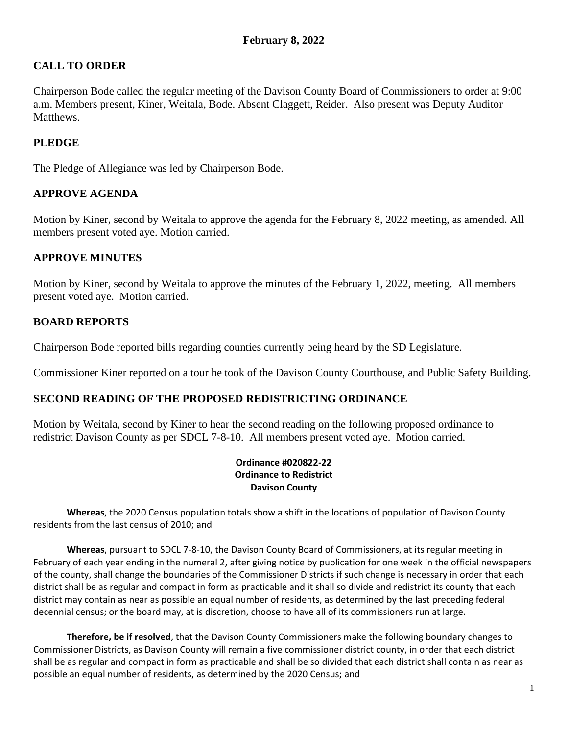**February 8, 2022**

## CALL TO ORDER

Chairperson Bode called the regular meeting of the Davison County Board of Commissioners to order at 9:00 a.m. Members present, Kiner, Weitala, Bode. Absent Claggett, Reider. Also present was Deputy Auditor Matthews.

## PLEDGE

The Pledge of Allegiance was led by Chairperson Bode.

## APPROVE AGENDA

Motion by Kiner, second by Weitala to approve the agenda for the February 8, 2022 meeting, as amended. All members present voted aye. Motion carried.

## APPROVE MINUTES

Motion by Kiner, second by Weitala to approve the minutes of the February 1, 2022, meeting. All members present voted aye. Motion carried.

## BOARD REPORTS

Chairperson Bode reported bills regarding counties currently being heard by the SD Legislature.

Commissioner Kiner reported on a tour he took of the Davison County Courthouse, and Public Safety Building.

## SECOND READING OF THE PROPOSED REDISTRICTING ORDINANCE

Motion by Weitala, second by Kiner to hear the second reading on the following proposed ordinance to redistrict Davison County as per SDCL 7-8-10. All members present voted aye. Motion carried.

**Ordinance #020822-22**
**Ordinance to Redistrict**
**Davison County**

**Whereas**, the 2020 Census population totals show a shift in the locations of population of Davison County residents from the last census of 2010; and

**Whereas**, pursuant to SDCL 7-8-10, the Davison County Board of Commissioners, at its regular meeting in February of each year ending in the numeral 2, after giving notice by publication for one week in the official newspapers of the county, shall change the boundaries of the Commissioner Districts if such change is necessary in order that each district shall be as regular and compact in form as practicable and it shall so divide and redistrict its county that each district may contain as near as possible an equal number of residents, as determined by the last preceding federal decennial census; or the board may, at is discretion, choose to have all of its commissioners run at large.

**Therefore, be if resolved**, that the Davison County Commissioners make the following boundary changes to Commissioner Districts, as Davison County will remain a five commissioner district county, in order that each district shall be as regular and compact in form as practicable and shall be so divided that each district shall contain as near as possible an equal number of residents, as determined by the 2020 Census; and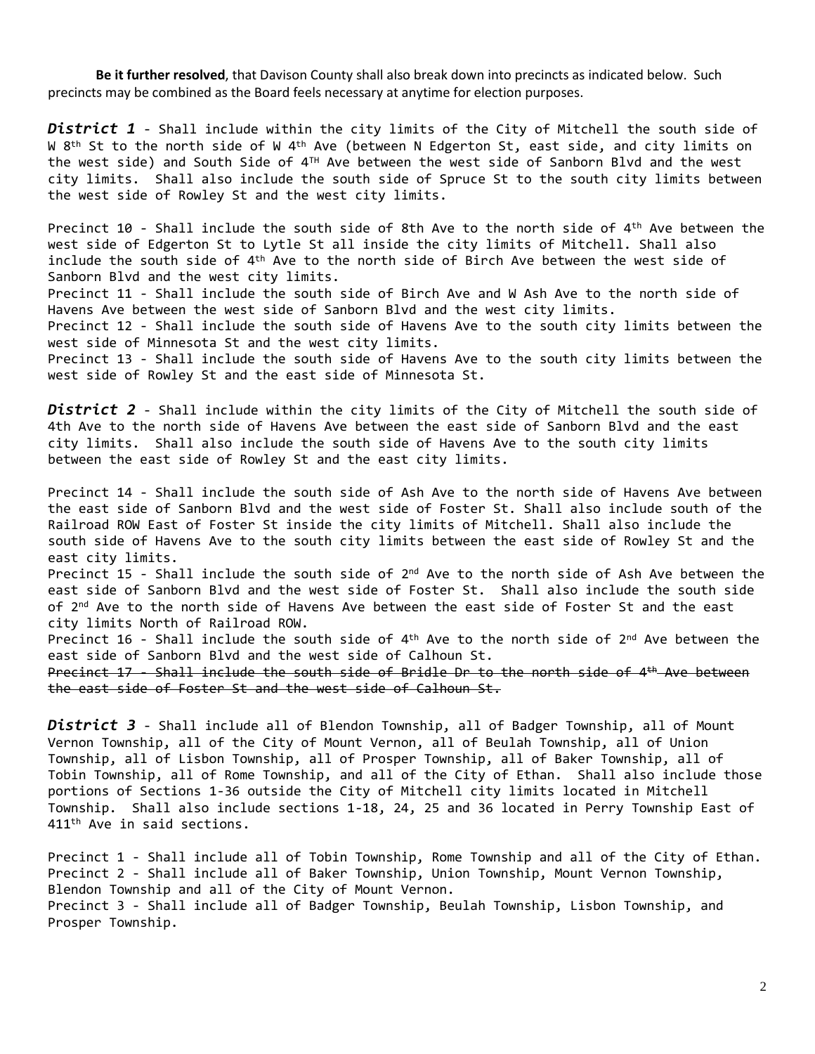**Be it further resolved**, that Davison County shall also break down into precincts as indicated below. Such precincts may be combined as the Board feels necessary at anytime for election purposes.

***District 1*** - Shall include within the city limits of the City of Mitchell the south side of W 8th St to the north side of W 4th Ave (between N Edgerton St, east side, and city limits on the west side) and South Side of 4TH Ave between the west side of Sanborn Blvd and the west city limits. Shall also include the south side of Spruce St to the south city limits between the west side of Rowley St and the west city limits.

Precinct 10 - Shall include the south side of 8th Ave to the north side of 4th Ave between the west side of Edgerton St to Lytle St all inside the city limits of Mitchell. Shall also include the south side of 4th Ave to the north side of Birch Ave between the west side of Sanborn Blvd and the west city limits.
Precinct 11 - Shall include the south side of Birch Ave and W Ash Ave to the north side of Havens Ave between the west side of Sanborn Blvd and the west city limits.
Precinct 12 - Shall include the south side of Havens Ave to the south city limits between the west side of Minnesota St and the west city limits.
Precinct 13 - Shall include the south side of Havens Ave to the south city limits between the west side of Rowley St and the east side of Minnesota St.

***District 2*** - Shall include within the city limits of the City of Mitchell the south side of 4th Ave to the north side of Havens Ave between the east side of Sanborn Blvd and the east city limits. Shall also include the south side of Havens Ave to the south city limits between the east side of Rowley St and the east city limits.

Precinct 14 - Shall include the south side of Ash Ave to the north side of Havens Ave between the east side of Sanborn Blvd and the west side of Foster St. Shall also include south of the Railroad ROW East of Foster St inside the city limits of Mitchell. Shall also include the south side of Havens Ave to the south city limits between the east side of Rowley St and the east city limits.
Precinct 15 - Shall include the south side of 2nd Ave to the north side of Ash Ave between the east side of Sanborn Blvd and the west side of Foster St. Shall also include the south side of 2nd Ave to the north side of Havens Ave between the east side of Foster St and the east city limits North of Railroad ROW.
Precinct 16 - Shall include the south side of 4th Ave to the north side of 2nd Ave between the east side of Sanborn Blvd and the west side of Calhoun St.
~~Precinct 17 - Shall include the south side of Bridle Dr to the north side of 4th Ave between the east side of Foster St and the west side of Calhoun St.~~

***District 3*** - Shall include all of Blendon Township, all of Badger Township, all of Mount Vernon Township, all of the City of Mount Vernon, all of Beulah Township, all of Union Township, all of Lisbon Township, all of Prosper Township, all of Baker Township, all of Tobin Township, all of Rome Township, and all of the City of Ethan. Shall also include those portions of Sections 1-36 outside the City of Mitchell city limits located in Mitchell Township. Shall also include sections 1-18, 24, 25 and 36 located in Perry Township East of 411th Ave in said sections.

Precinct 1 - Shall include all of Tobin Township, Rome Township and all of the City of Ethan.
Precinct 2 - Shall include all of Baker Township, Union Township, Mount Vernon Township, Blendon Township and all of the City of Mount Vernon.
Precinct 3 - Shall include all of Badger Township, Beulah Township, Lisbon Township, and Prosper Township.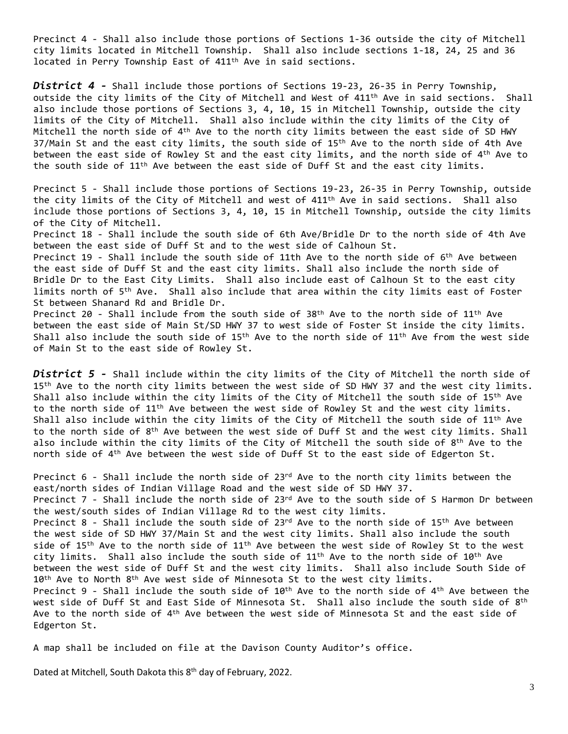Precinct 4 - Shall also include those portions of Sections 1-36 outside the city of Mitchell city limits located in Mitchell Township. Shall also include sections 1-18, 24, 25 and 36 located in Perry Township East of 411th Ave in said sections.

***District 4 -*** Shall include those portions of Sections 19-23, 26-35 in Perry Township, outside the city limits of the City of Mitchell and West of 411th Ave in said sections. Shall also include those portions of Sections 3, 4, 10, 15 in Mitchell Township, outside the city limits of the City of Mitchell. Shall also include within the city limits of the City of Mitchell the north side of 4th Ave to the north city limits between the east side of SD HWY 37/Main St and the east city limits, the south side of 15th Ave to the north side of 4th Ave between the east side of Rowley St and the east city limits, and the north side of 4th Ave to the south side of 11th Ave between the east side of Duff St and the east city limits.

Precinct 5 - Shall include those portions of Sections 19-23, 26-35 in Perry Township, outside the city limits of the City of Mitchell and west of 411th Ave in said sections. Shall also include those portions of Sections 3, 4, 10, 15 in Mitchell Township, outside the city limits of the City of Mitchell.

Precinct 18 - Shall include the south side of 6th Ave/Bridle Dr to the north side of 4th Ave between the east side of Duff St and to the west side of Calhoun St.

Precinct 19 - Shall include the south side of 11th Ave to the north side of 6th Ave between the east side of Duff St and the east city limits. Shall also include the north side of Bridle Dr to the East City Limits. Shall also include east of Calhoun St to the east city limits north of 5th Ave. Shall also include that area within the city limits east of Foster St between Shanard Rd and Bridle Dr.

Precinct 20 - Shall include from the south side of 38th Ave to the north side of 11th Ave between the east side of Main St/SD HWY 37 to west side of Foster St inside the city limits. Shall also include the south side of 15th Ave to the north side of 11th Ave from the west side of Main St to the east side of Rowley St.

***District 5 -*** Shall include within the city limits of the City of Mitchell the north side of 15th Ave to the north city limits between the west side of SD HWY 37 and the west city limits. Shall also include within the city limits of the City of Mitchell the south side of 15th Ave to the north side of 11th Ave between the west side of Rowley St and the west city limits. Shall also include within the city limits of the City of Mitchell the south side of 11th Ave to the north side of 8th Ave between the west side of Duff St and the west city limits. Shall also include within the city limits of the City of Mitchell the south side of 8th Ave to the north side of 4th Ave between the west side of Duff St to the east side of Edgerton St.

Precinct 6 - Shall include the north side of 23rd Ave to the north city limits between the east/north sides of Indian Village Road and the west side of SD HWY 37.

Precinct 7 - Shall include the north side of 23rd Ave to the south side of S Harmon Dr between the west/south sides of Indian Village Rd to the west city limits.

Precinct 8 - Shall include the south side of 23rd Ave to the north side of 15th Ave between the west side of SD HWY 37/Main St and the west city limits. Shall also include the south side of 15th Ave to the north side of 11th Ave between the west side of Rowley St to the west city limits. Shall also include the south side of 11th Ave to the north side of 10th Ave between the west side of Duff St and the west city limits. Shall also include South Side of 10th Ave to North 8th Ave west side of Minnesota St to the west city limits.

Precinct 9 - Shall include the south side of 10th Ave to the north side of 4th Ave between the west side of Duff St and East Side of Minnesota St. Shall also include the south side of 8th Ave to the north side of 4th Ave between the west side of Minnesota St and the east side of Edgerton St.

A map shall be included on file at the Davison County Auditor's office.

Dated at Mitchell, South Dakota this 8th day of February, 2022.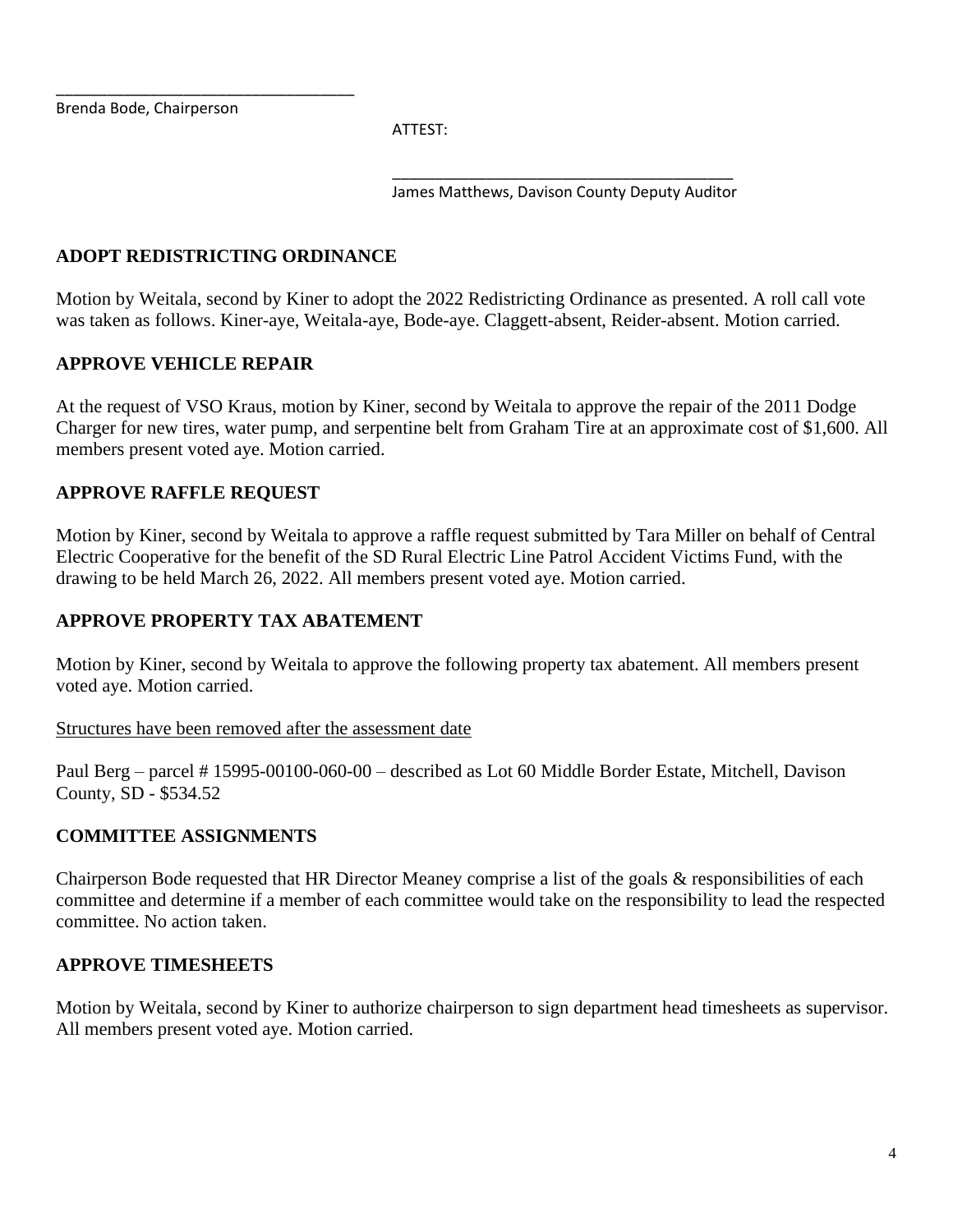\_\_\_\_\_\_\_\_\_\_\_\_\_\_\_\_\_\_\_\_\_\_\_\_\_\_\_\_\_\_\_\_\_\_\_

Brenda Bode, Chairperson

ATTEST:

\_\_\_\_\_\_\_\_\_\_\_\_\_\_\_\_\_\_\_\_\_\_\_\_\_\_\_\_\_\_\_\_\_\_\_\_\_\_\_\_

James Matthews, Davison County Deputy Auditor

**ADOPT REDISTRICTING ORDINANCE**

Motion by Weitala, second by Kiner to adopt the 2022 Redistricting Ordinance as presented. A roll call vote was taken as follows. Kiner-aye, Weitala-aye, Bode-aye. Claggett-absent, Reider-absent. Motion carried.

**APPROVE VEHICLE REPAIR**

At the request of VSO Kraus, motion by Kiner, second by Weitala to approve the repair of the 2011 Dodge Charger for new tires, water pump, and serpentine belt from Graham Tire at an approximate cost of $1,600. All members present voted aye. Motion carried.

**APPROVE RAFFLE REQUEST**

Motion by Kiner, second by Weitala to approve a raffle request submitted by Tara Miller on behalf of Central Electric Cooperative for the benefit of the SD Rural Electric Line Patrol Accident Victims Fund, with the drawing to be held March 26, 2022. All members present voted aye. Motion carried.

**APPROVE PROPERTY TAX ABATEMENT**

Motion by Kiner, second by Weitala to approve the following property tax abatement. All members present voted aye. Motion carried.

<u>Structures have been removed after the assessment date</u>

Paul Berg – parcel # 15995-00100-060-00 – described as Lot 60 Middle Border Estate, Mitchell, Davison County, SD - $534.52

**COMMITTEE ASSIGNMENTS**

Chairperson Bode requested that HR Director Meaney comprise a list of the goals & responsibilities of each committee and determine if a member of each committee would take on the responsibility to lead the respected committee. No action taken.

**APPROVE TIMESHEETS**

Motion by Weitala, second by Kiner to authorize chairperson to sign department head timesheets as supervisor. All members present voted aye. Motion carried.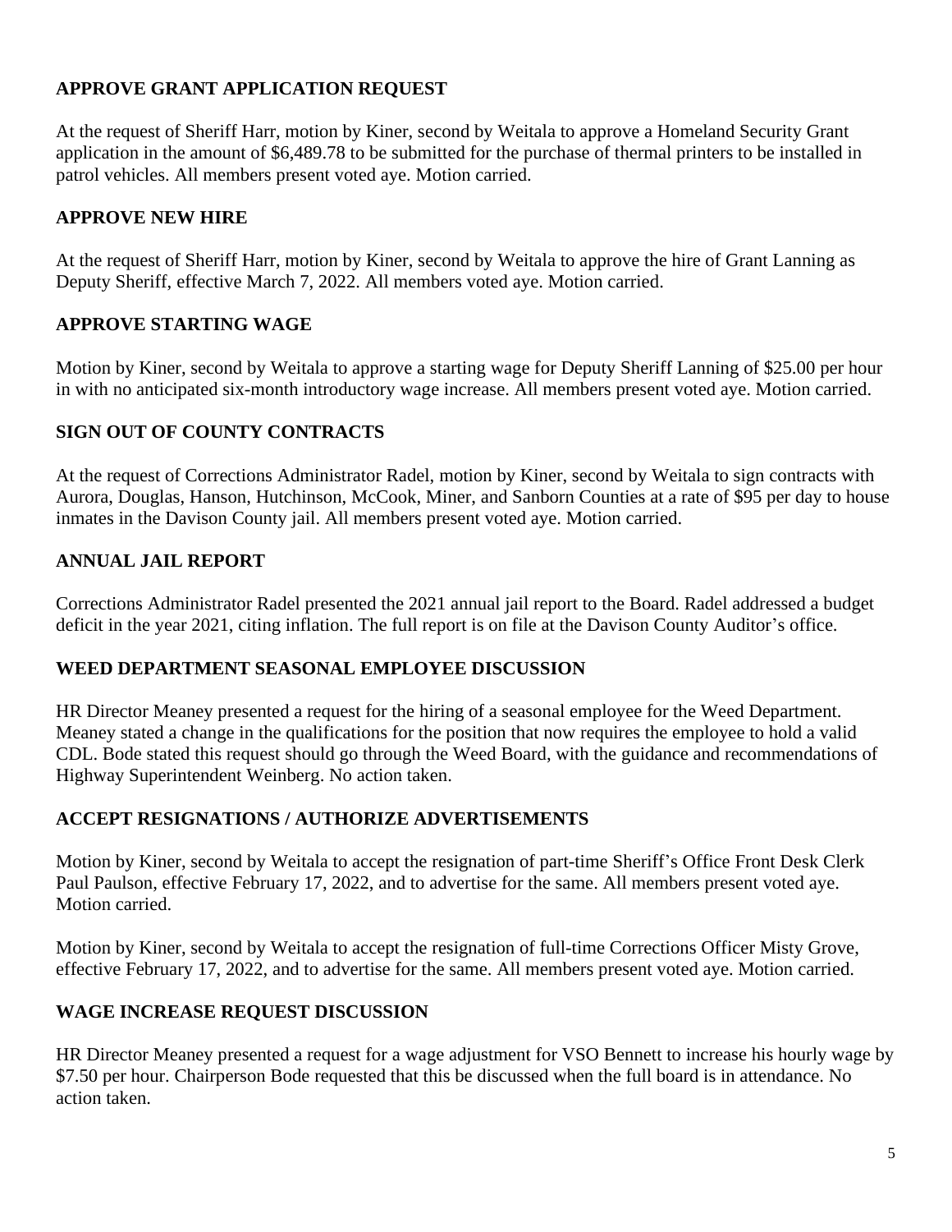**APPROVE GRANT APPLICATION REQUEST**

At the request of Sheriff Harr, motion by Kiner, second by Weitala to approve a Homeland Security Grant application in the amount of $6,489.78 to be submitted for the purchase of thermal printers to be installed in patrol vehicles. All members present voted aye. Motion carried.

**APPROVE NEW HIRE**

At the request of Sheriff Harr, motion by Kiner, second by Weitala to approve the hire of Grant Lanning as Deputy Sheriff, effective March 7, 2022. All members voted aye. Motion carried.

**APPROVE STARTING WAGE**

Motion by Kiner, second by Weitala to approve a starting wage for Deputy Sheriff Lanning of $25.00 per hour in with no anticipated six-month introductory wage increase. All members present voted aye. Motion carried.

**SIGN OUT OF COUNTY CONTRACTS**

At the request of Corrections Administrator Radel, motion by Kiner, second by Weitala to sign contracts with Aurora, Douglas, Hanson, Hutchinson, McCook, Miner, and Sanborn Counties at a rate of $95 per day to house inmates in the Davison County jail. All members present voted aye. Motion carried.

**ANNUAL JAIL REPORT**

Corrections Administrator Radel presented the 2021 annual jail report to the Board. Radel addressed a budget deficit in the year 2021, citing inflation. The full report is on file at the Davison County Auditor's office.

**WEED DEPARTMENT SEASONAL EMPLOYEE DISCUSSION**

HR Director Meaney presented a request for the hiring of a seasonal employee for the Weed Department. Meaney stated a change in the qualifications for the position that now requires the employee to hold a valid CDL. Bode stated this request should go through the Weed Board, with the guidance and recommendations of Highway Superintendent Weinberg. No action taken.

**ACCEPT RESIGNATIONS / AUTHORIZE ADVERTISEMENTS**

Motion by Kiner, second by Weitala to accept the resignation of part-time Sheriff's Office Front Desk Clerk Paul Paulson, effective February 17, 2022, and to advertise for the same. All members present voted aye. Motion carried.

Motion by Kiner, second by Weitala to accept the resignation of full-time Corrections Officer Misty Grove, effective February 17, 2022, and to advertise for the same. All members present voted aye. Motion carried.

**WAGE INCREASE REQUEST DISCUSSION**

HR Director Meaney presented a request for a wage adjustment for VSO Bennett to increase his hourly wage by $7.50 per hour. Chairperson Bode requested that this be discussed when the full board is in attendance. No action taken.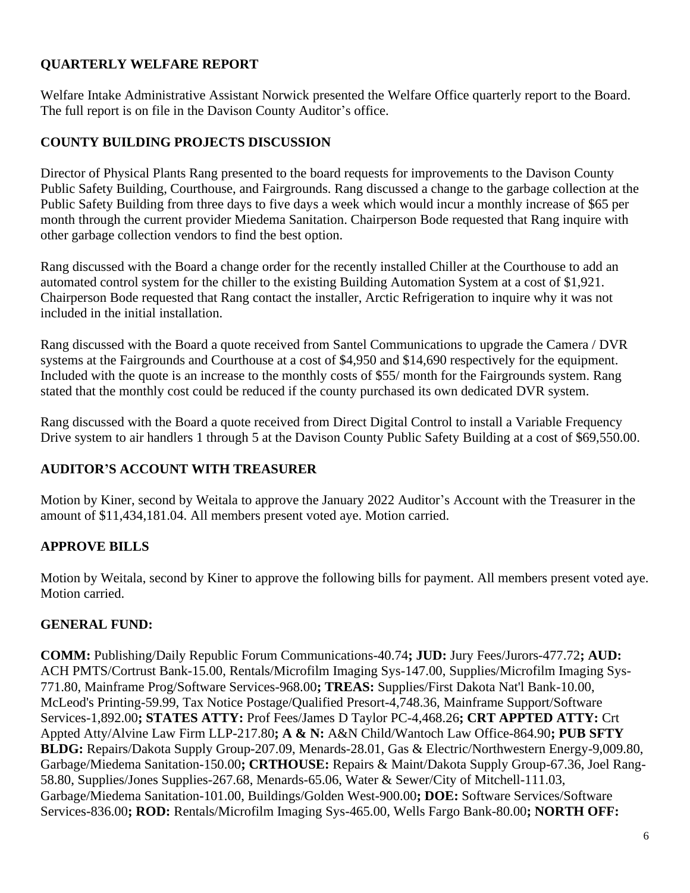## QUARTERLY WELFARE REPORT

Welfare Intake Administrative Assistant Norwick presented the Welfare Office quarterly report to the Board. The full report is on file in the Davison County Auditor's office.

## COUNTY BUILDING PROJECTS DISCUSSION

Director of Physical Plants Rang presented to the board requests for improvements to the Davison County Public Safety Building, Courthouse, and Fairgrounds. Rang discussed a change to the garbage collection at the Public Safety Building from three days to five days a week which would incur a monthly increase of $65 per month through the current provider Miedema Sanitation. Chairperson Bode requested that Rang inquire with other garbage collection vendors to find the best option.

Rang discussed with the Board a change order for the recently installed Chiller at the Courthouse to add an automated control system for the chiller to the existing Building Automation System at a cost of $1,921. Chairperson Bode requested that Rang contact the installer, Arctic Refrigeration to inquire why it was not included in the initial installation.

Rang discussed with the Board a quote received from Santel Communications to upgrade the Camera / DVR systems at the Fairgrounds and Courthouse at a cost of $4,950 and $14,690 respectively for the equipment. Included with the quote is an increase to the monthly costs of $55/ month for the Fairgrounds system. Rang stated that the monthly cost could be reduced if the county purchased its own dedicated DVR system.

Rang discussed with the Board a quote received from Direct Digital Control to install a Variable Frequency Drive system to air handlers 1 through 5 at the Davison County Public Safety Building at a cost of $69,550.00.

## AUDITOR'S ACCOUNT WITH TREASURER

Motion by Kiner, second by Weitala to approve the January 2022 Auditor's Account with the Treasurer in the amount of $11,434,181.04. All members present voted aye. Motion carried.

## APPROVE BILLS

Motion by Weitala, second by Kiner to approve the following bills for payment. All members present voted aye. Motion carried.

## GENERAL FUND:

**COMM:** Publishing/Daily Republic Forum Communications-40.74**; JUD:** Jury Fees/Jurors-477.72**; AUD:** ACH PMTS/Cortrust Bank-15.00, Rentals/Microfilm Imaging Sys-147.00, Supplies/Microfilm Imaging Sys-771.80, Mainframe Prog/Software Services-968.00**; TREAS:** Supplies/First Dakota Nat'l Bank-10.00, McLeod's Printing-59.99, Tax Notice Postage/Qualified Presort-4,748.36, Mainframe Support/Software Services-1,892.00**; STATES ATTY:** Prof Fees/James D Taylor PC-4,468.26**; CRT APPTED ATTY:** Crt Appted Atty/Alvine Law Firm LLP-217.80**; A & N:** A&N Child/Wantoch Law Office-864.90**; PUB SFTY BLDG:** Repairs/Dakota Supply Group-207.09, Menards-28.01, Gas & Electric/Northwestern Energy-9,009.80, Garbage/Miedema Sanitation-150.00**; CRTHOUSE:** Repairs & Maint/Dakota Supply Group-67.36, Joel Rang-58.80, Supplies/Jones Supplies-267.68, Menards-65.06, Water & Sewer/City of Mitchell-111.03, Garbage/Miedema Sanitation-101.00, Buildings/Golden West-900.00**; DOE:** Software Services/Software Services-836.00**; ROD:** Rentals/Microfilm Imaging Sys-465.00, Wells Fargo Bank-80.00**; NORTH OFF:**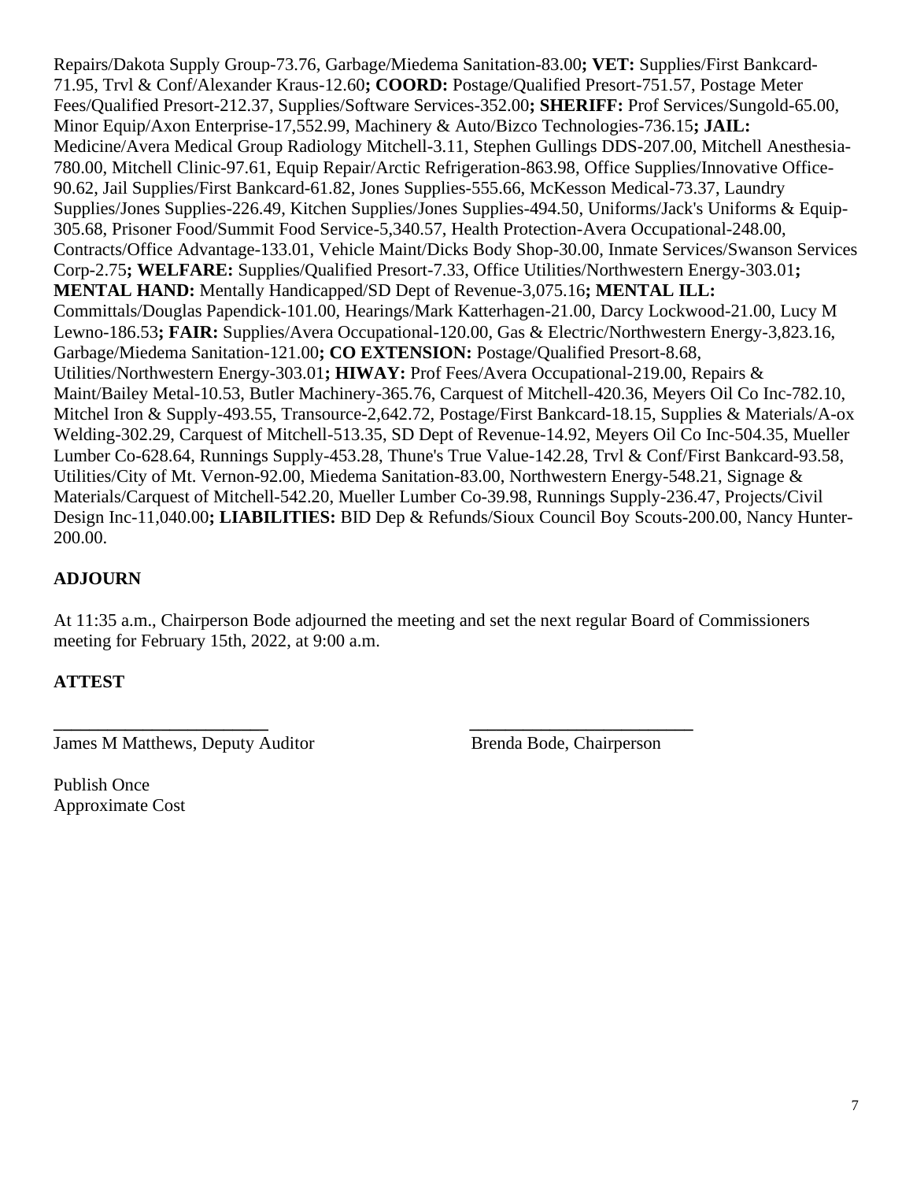Repairs/Dakota Supply Group-73.76, Garbage/Miedema Sanitation-83.00**; VET:** Supplies/First Bankcard-71.95, Trvl & Conf/Alexander Kraus-12.60**; COORD:** Postage/Qualified Presort-751.57, Postage Meter Fees/Qualified Presort-212.37, Supplies/Software Services-352.00**; SHERIFF:** Prof Services/Sungold-65.00, Minor Equip/Axon Enterprise-17,552.99, Machinery & Auto/Bizco Technologies-736.15**; JAIL:** Medicine/Avera Medical Group Radiology Mitchell-3.11, Stephen Gullings DDS-207.00, Mitchell Anesthesia-780.00, Mitchell Clinic-97.61, Equip Repair/Arctic Refrigeration-863.98, Office Supplies/Innovative Office-90.62, Jail Supplies/First Bankcard-61.82, Jones Supplies-555.66, McKesson Medical-73.37, Laundry Supplies/Jones Supplies-226.49, Kitchen Supplies/Jones Supplies-494.50, Uniforms/Jack's Uniforms & Equip-305.68, Prisoner Food/Summit Food Service-5,340.57, Health Protection-Avera Occupational-248.00, Contracts/Office Advantage-133.01, Vehicle Maint/Dicks Body Shop-30.00, Inmate Services/Swanson Services Corp-2.75**; WELFARE:** Supplies/Qualified Presort-7.33, Office Utilities/Northwestern Energy-303.01**; MENTAL HAND:** Mentally Handicapped/SD Dept of Revenue-3,075.16**; MENTAL ILL:** Committals/Douglas Papendick-101.00, Hearings/Mark Katterhagen-21.00, Darcy Lockwood-21.00, Lucy M Lewno-186.53**; FAIR:** Supplies/Avera Occupational-120.00, Gas & Electric/Northwestern Energy-3,823.16, Garbage/Miedema Sanitation-121.00**; CO EXTENSION:** Postage/Qualified Presort-8.68, Utilities/Northwestern Energy-303.01**; HIWAY:** Prof Fees/Avera Occupational-219.00, Repairs & Maint/Bailey Metal-10.53, Butler Machinery-365.76, Carquest of Mitchell-420.36, Meyers Oil Co Inc-782.10, Mitchel Iron & Supply-493.55, Transource-2,642.72, Postage/First Bankcard-18.15, Supplies & Materials/A-ox Welding-302.29, Carquest of Mitchell-513.35, SD Dept of Revenue-14.92, Meyers Oil Co Inc-504.35, Mueller Lumber Co-628.64, Runnings Supply-453.28, Thune's True Value-142.28, Trvl & Conf/First Bankcard-93.58, Utilities/City of Mt. Vernon-92.00, Miedema Sanitation-83.00, Northwestern Energy-548.21, Signage & Materials/Carquest of Mitchell-542.20, Mueller Lumber Co-39.98, Runnings Supply-236.47, Projects/Civil Design Inc-11,040.00**; LIABILITIES:** BID Dep & Refunds/Sioux Council Boy Scouts-200.00, Nancy Hunter-200.00.

**ADJOURN**

At 11:35 a.m., Chairperson Bode adjourned the meeting and set the next regular Board of Commissioners meeting for February 15th, 2022, at 9:00 a.m.

**ATTEST**

________________________ ________________________

James M Matthews, Deputy Auditor Brenda Bode, Chairperson

Publish Once
Approximate Cost